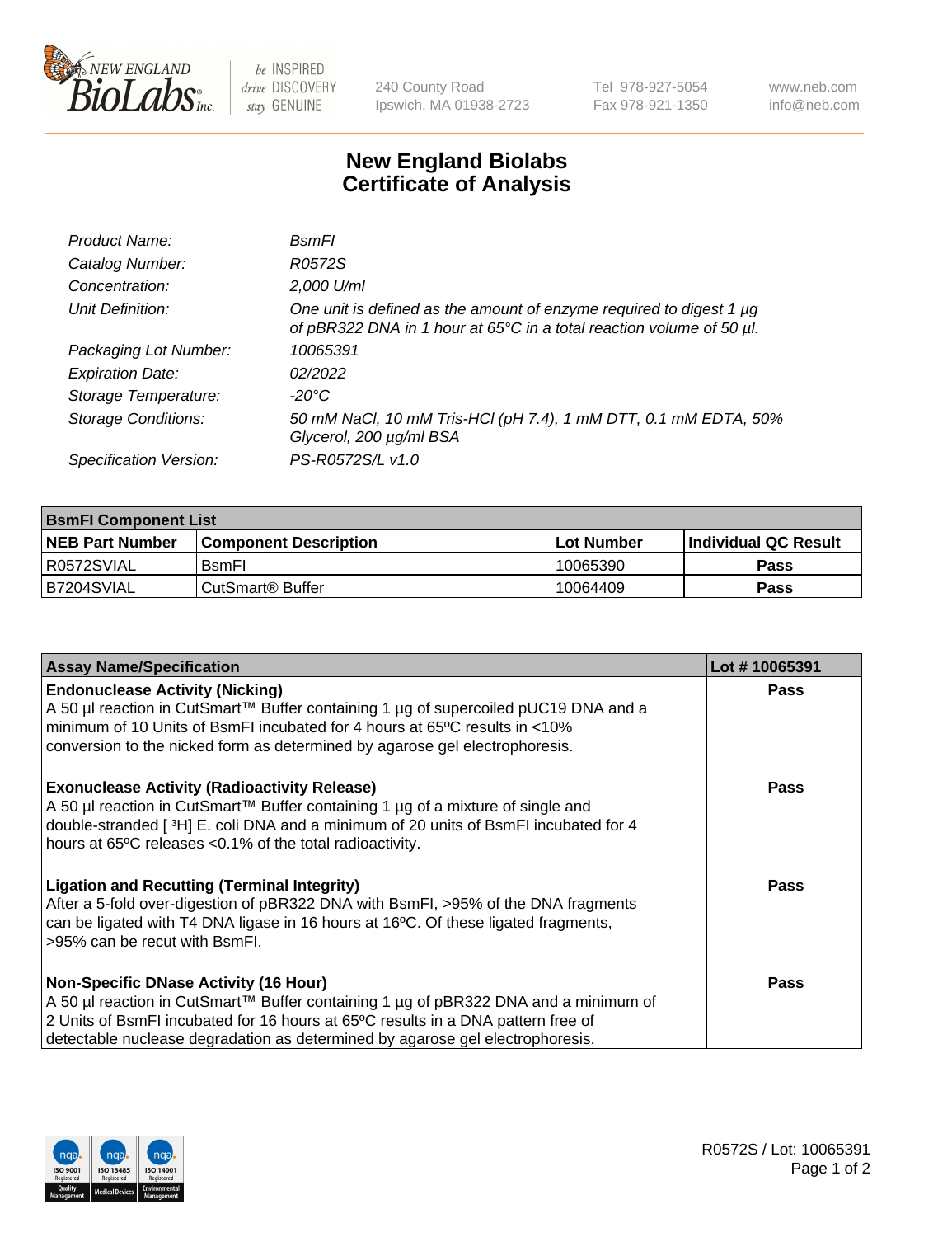# New England Biolabs Certificate of Analysis

| | |
|---|---|
| *Product Name:* | *BsmFI* |
| *Catalog Number:* | *R0572S* |
| *Concentration:* | *2,000 U/ml* |
| *Unit Definition:* | *One unit is defined as the amount of enzyme required to digest 1 µg of pBR322 DNA in 1 hour at 65°C in a total reaction volume of 50 µl.* |
| *Packaging Lot Number:* | *10065391* |
| *Expiration Date:* | *02/2022* |
| *Storage Temperature:* | *-20°C* |
| *Storage Conditions:* | *50 mM NaCl, 10 mM Tris-HCl (pH 7.4), 1 mM DTT, 0.1 mM EDTA, 50% Glycerol, 200 µg/ml BSA* |
| *Specification Version:* | *PS-R0572S/L v1.0* |

**BsmFI Component List**

| NEB Part Number | Component Description | Lot Number | Individual QC Result |
|---|---|---|---|
| R0572SVIAL | BsmFI | 10065390 | **Pass** |
| B7204SVIAL | CutSmart® Buffer | 10064409 | **Pass** |

| Assay Name/Specification | Lot # 10065391 |
|---|---|
| **Endonuclease Activity (Nicking)**<br>A 50 µl reaction in CutSmart™ Buffer containing 1 µg of supercoiled pUC19 DNA and a minimum of 10 Units of BsmFI incubated for 4 hours at 65ºC results in <10% conversion to the nicked form as determined by agarose gel electrophoresis. | **Pass** |
| **Exonuclease Activity (Radioactivity Release)**<br>A 50 µl reaction in CutSmart™ Buffer containing 1 µg of a mixture of single and double-stranded [ $^3$H] E. coli DNA and a minimum of 20 units of BsmFI incubated for 4 hours at 65ºC releases <0.1% of the total radioactivity. | **Pass** |
| **Ligation and Recutting (Terminal Integrity)**<br>After a 5-fold over-digestion of pBR322 DNA with BsmFI, >95% of the DNA fragments can be ligated with T4 DNA ligase in 16 hours at 16ºC. Of these ligated fragments, >95% can be recut with BsmFI. | **Pass** |
| **Non-Specific DNase Activity (16 Hour)**<br>A 50 µl reaction in CutSmart™ Buffer containing 1 µg of pBR322 DNA and a minimum of 2 Units of BsmFI incubated for 16 hours at 65ºC results in a DNA pattern free of detectable nuclease degradation as determined by agarose gel electrophoresis. | **Pass** |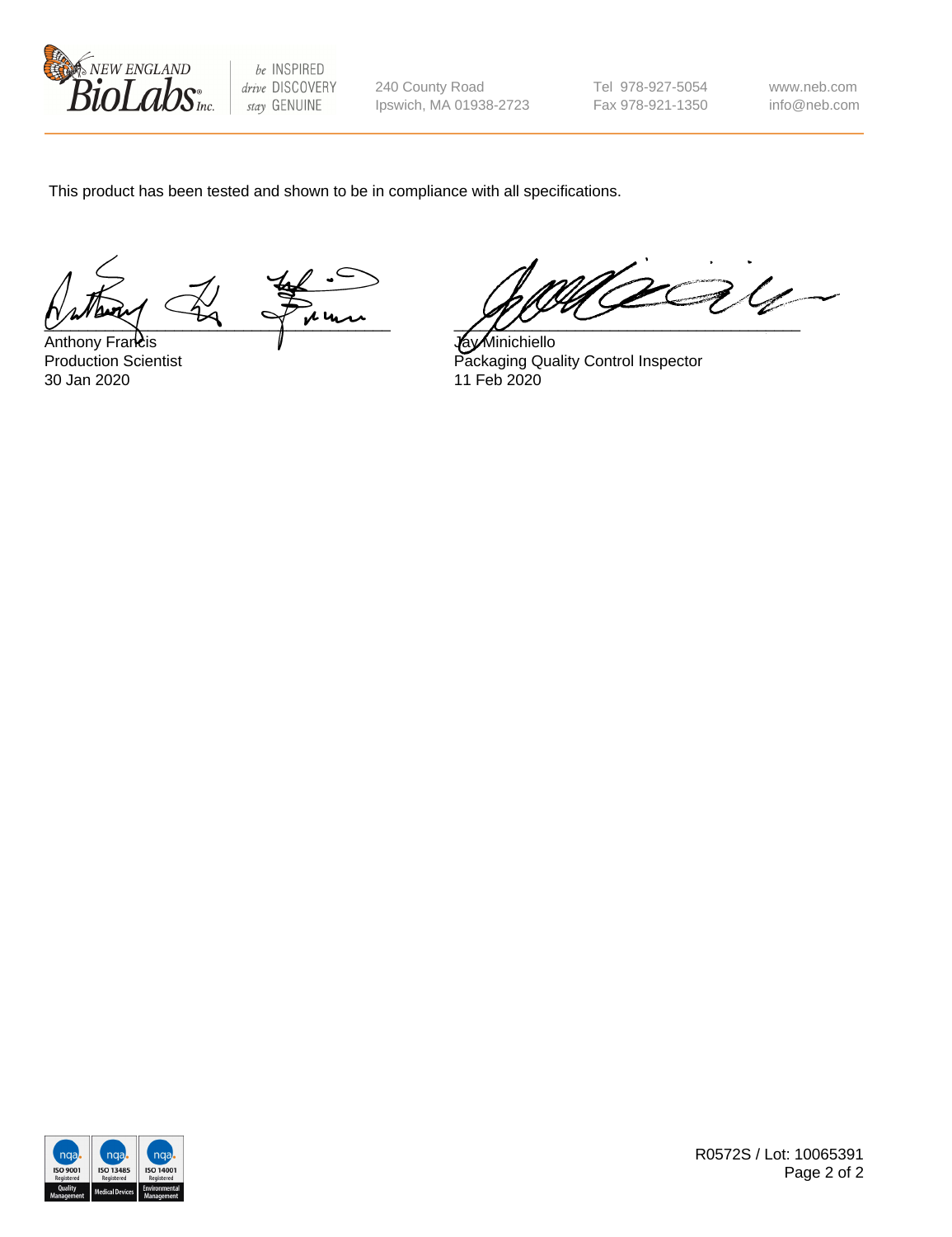This product has been tested and shown to be in compliance with all specifications.

Anthony Francis
Production Scientist
30 Jan 2020

Jay Minichiello
Packaging Quality Control Inspector
11 Feb 2020

R0572S / Lot: 10065391